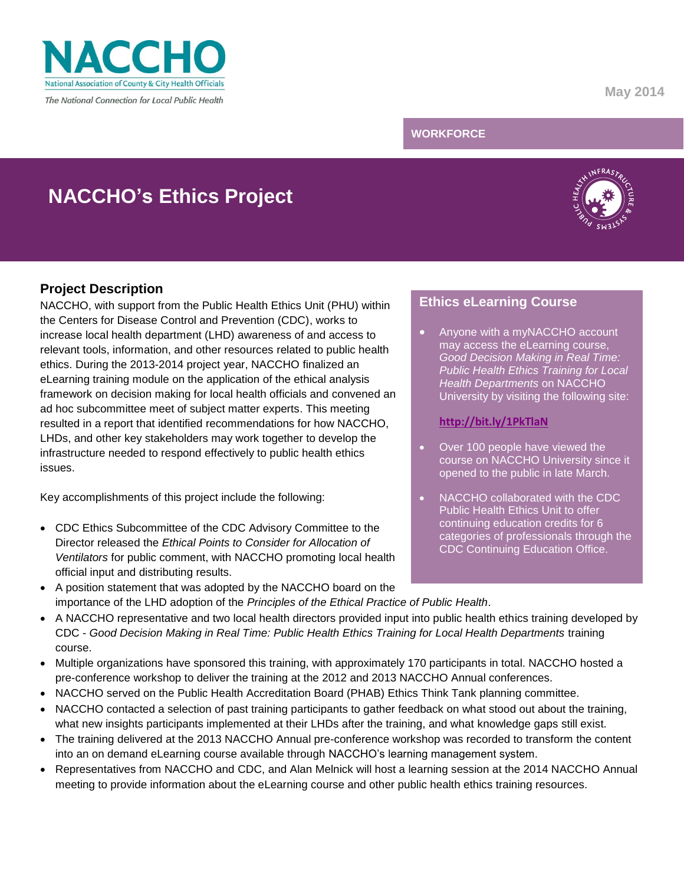# NACCHO

National Association of County & City Health Officials

*The National Connection for Local Public Health*

May 2014

WORKFORCE

# NACCHO's Ethics Project

## Project Description

NACCHO, with support from the Public Health Ethics Unit (PHU) within the Centers for Disease Control and Prevention (CDC), works to increase local health department (LHD) awareness of and access to relevant tools, information, and other resources related to public health ethics. During the 2013-2014 project year, NACCHO finalized an eLearning training module on the application of the ethical analysis framework on decision making for local health officials and convened an ad hoc subcommittee meet of subject matter experts. This meeting resulted in a report that identified recommendations for how NACCHO, LHDs, and other key stakeholders may work together to develop the infrastructure needed to respond effectively to public health ethics issues.

Key accomplishments of this project include the following:

- CDC Ethics Subcommittee of the CDC Advisory Committee to the Director released the *Ethical Points to Consider for Allocation of Ventilators* for public comment, with NACCHO promoting local health official input and distributing results.
- A position statement that was adopted by the NACCHO board on the importance of the LHD adoption of the *Principles of the Ethical Practice of Public Health*.
- A NACCHO representative and two local health directors provided input into public health ethics training developed by CDC - *Good Decision Making in Real Time: Public Health Ethics Training for Local Health Departments* training course.
- Multiple organizations have sponsored this training, with approximately 170 participants in total. NACCHO hosted a pre-conference workshop to deliver the training at the 2012 and 2013 NACCHO Annual conferences.
- NACCHO served on the Public Health Accreditation Board (PHAB) Ethics Think Tank planning committee.
- NACCHO contacted a selection of past training participants to gather feedback on what stood out about the training, what new insights participants implemented at their LHDs after the training, and what knowledge gaps still exist.
- The training delivered at the 2013 NACCHO Annual pre-conference workshop was recorded to transform the content into an on demand eLearning course available through NACCHO's learning management system.
- Representatives from NACCHO and CDC, and Alan Melnick will host a learning session at the 2014 NACCHO Annual meeting to provide information about the eLearning course and other public health ethics training resources.

## Ethics eLearning Course

- Anyone with a myNACCHO account may access the eLearning course, *Good Decision Making in Real Time: Public Health Ethics Training for Local Health Departments* on NACCHO University by visiting the following site:

  **http://bit.ly/1PkTlaN**

- Over 100 people have viewed the course on NACCHO University since it opened to the public in late March.
- NACCHO collaborated with the CDC Public Health Ethics Unit to offer continuing education credits for 6 categories of professionals through the CDC Continuing Education Office.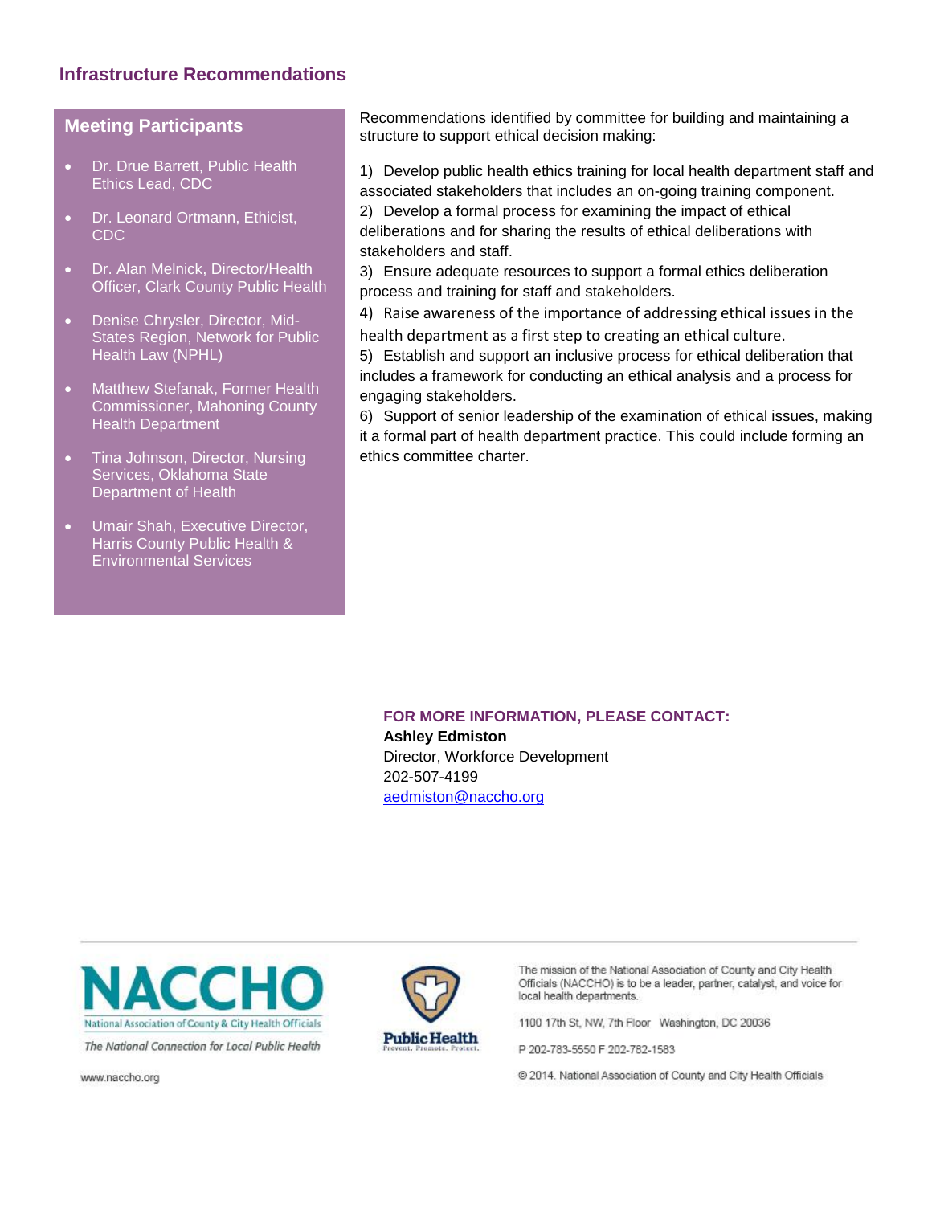## Infrastructure Recommendations

### Meeting Participants

- Dr. Drue Barrett, Public Health Ethics Lead, CDC
- Dr. Leonard Ortmann, Ethicist, CDC
- Dr. Alan Melnick, Director/Health Officer, Clark County Public Health
- Denise Chrysler, Director, Mid-States Region, Network for Public Health Law (NPHL)
- Matthew Stefanak, Former Health Commissioner, Mahoning County Health Department
- Tina Johnson, Director, Nursing Services, Oklahoma State Department of Health
- Umair Shah, Executive Director, Harris County Public Health & Environmental Services

Recommendations identified by committee for building and maintaining a structure to support ethical decision making:

1) Develop public health ethics training for local health department staff and associated stakeholders that includes an on-going training component.
2) Develop a formal process for examining the impact of ethical deliberations and for sharing the results of ethical deliberations with stakeholders and staff.
3) Ensure adequate resources to support a formal ethics deliberation process and training for staff and stakeholders.
4) Raise awareness of the importance of addressing ethical issues in the health department as a first step to creating an ethical culture.
5) Establish and support an inclusive process for ethical deliberation that includes a framework for conducting an ethical analysis and a process for engaging stakeholders.
6) Support of senior leadership of the examination of ethical issues, making it a formal part of health department practice. This could include forming an ethics committee charter.

**FOR MORE INFORMATION, PLEASE CONTACT:**
**Ashley Edmiston**
Director, Workforce Development
202-507-4199
aedmiston@naccho.org

NACCHO
National Association of County & City Health Officials
*The National Connection for Local Public Health*

www.naccho.org

Public Health
Prevent. Promote. Protect.

The mission of the National Association of County and City Health Officials (NACCHO) is to be a leader, partner, catalyst, and voice for local health departments.

1100 17th St, NW, 7th Floor Washington, DC 20036

P 202-783-5550 F 202-782-1583

© 2014. National Association of County and City Health Officials